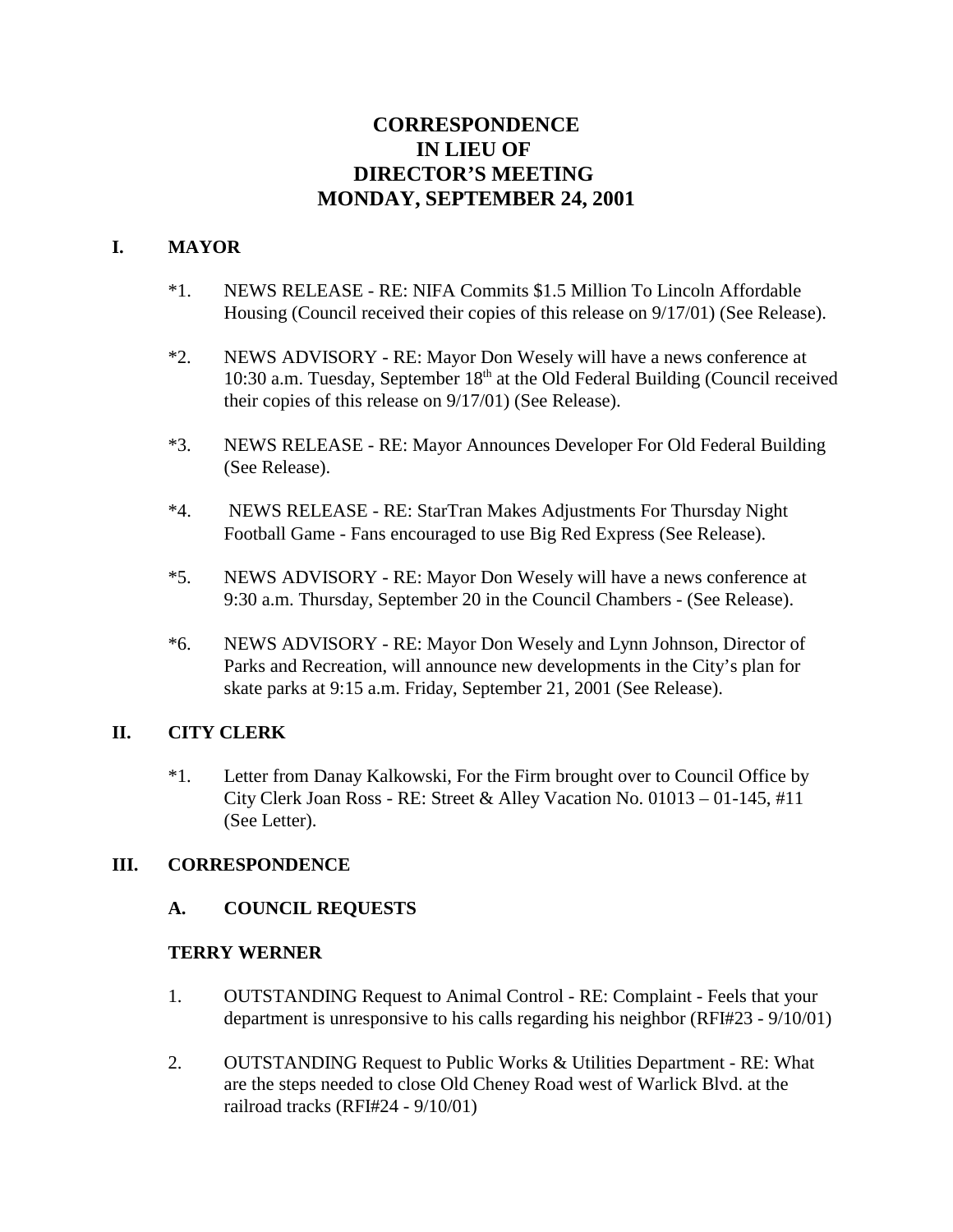# CORRESPONDENCE
# IN LIEU OF
# DIRECTOR'S MEETING
# MONDAY, SEPTEMBER 24, 2001

## I. MAYOR

*1. NEWS RELEASE - RE: NIFA Commits $1.5 Million To Lincoln Affordable Housing (Council received their copies of this release on 9/17/01) (See Release).

*2. NEWS ADVISORY - RE: Mayor Don Wesely will have a news conference at 10:30 a.m. Tuesday, September 18th at the Old Federal Building (Council received their copies of this release on 9/17/01) (See Release).

*3. NEWS RELEASE - RE: Mayor Announces Developer For Old Federal Building (See Release).

*4. NEWS RELEASE - RE: StarTran Makes Adjustments For Thursday Night Football Game - Fans encouraged to use Big Red Express (See Release).

*5. NEWS ADVISORY - RE: Mayor Don Wesely will have a news conference at 9:30 a.m. Thursday, September 20 in the Council Chambers - (See Release).

*6. NEWS ADVISORY - RE: Mayor Don Wesely and Lynn Johnson, Director of Parks and Recreation, will announce new developments in the City's plan for skate parks at 9:15 a.m. Friday, September 21, 2001 (See Release).

## II. CITY CLERK

*1. Letter from Danay Kalkowski, For the Firm brought over to Council Office by City Clerk Joan Ross - RE: Street & Alley Vacation No. 01013 – 01-145, #11 (See Letter).

## III. CORRESPONDENCE

### A. COUNCIL REQUESTS

**TERRY WERNER**

1. OUTSTANDING Request to Animal Control - RE: Complaint - Feels that your department is unresponsive to his calls regarding his neighbor (RFI#23 - 9/10/01)

2. OUTSTANDING Request to Public Works & Utilities Department - RE: What are the steps needed to close Old Cheney Road west of Warlick Blvd. at the railroad tracks (RFI#24 - 9/10/01)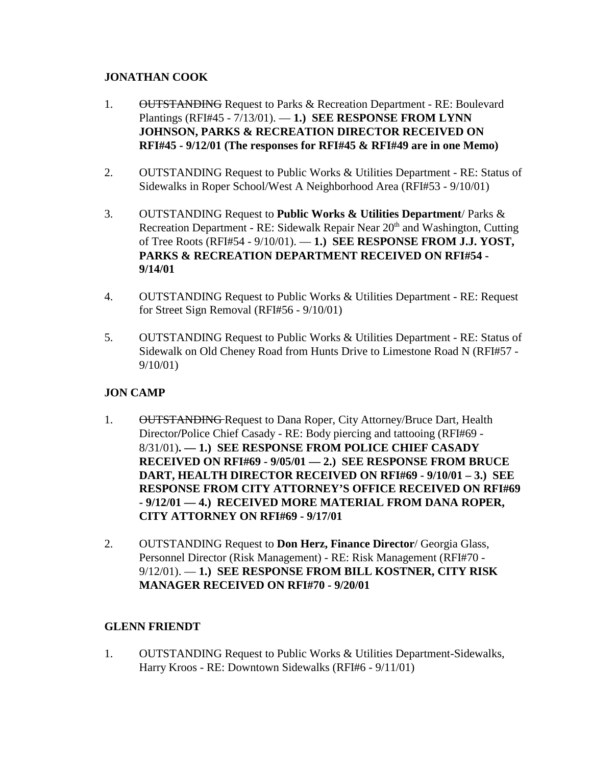**JONATHAN COOK**

1. ~~OUTSTANDING~~ Request to Parks & Recreation Department - RE: Boulevard Plantings (RFI#45 - 7/13/01). — **1.) SEE RESPONSE FROM LYNN JOHNSON, PARKS & RECREATION DIRECTOR RECEIVED ON RFI#45 - 9/12/01 (The responses for RFI#45 & RFI#49 are in one Memo)**

2. OUTSTANDING Request to Public Works & Utilities Department - RE: Status of Sidewalks in Roper School/West A Neighborhood Area (RFI#53 - 9/10/01)

3. OUTSTANDING Request to **Public Works & Utilities Department**/ Parks & Recreation Department - RE: Sidewalk Repair Near 20th and Washington, Cutting of Tree Roots (RFI#54 - 9/10/01). — **1.) SEE RESPONSE FROM J.J. YOST, PARKS & RECREATION DEPARTMENT RECEIVED ON RFI#54 - 9/14/01**

4. OUTSTANDING Request to Public Works & Utilities Department - RE: Request for Street Sign Removal (RFI#56 - 9/10/01)

5. OUTSTANDING Request to Public Works & Utilities Department - RE: Status of Sidewalk on Old Cheney Road from Hunts Drive to Limestone Road N (RFI#57 - 9/10/01)

**JON CAMP**

1. ~~OUTSTANDING~~ Request to Dana Roper, City Attorney/Bruce Dart, Health Director/Police Chief Casady - RE: Body piercing and tattooing (RFI#69 - 8/31/01)**. — 1.) SEE RESPONSE FROM POLICE CHIEF CASADY RECEIVED ON RFI#69 - 9/05/01 — 2.) SEE RESPONSE FROM BRUCE DART, HEALTH DIRECTOR RECEIVED ON RFI#69 - 9/10/01 – 3.) SEE RESPONSE FROM CITY ATTORNEY'S OFFICE RECEIVED ON RFI#69 - 9/12/01 — 4.) RECEIVED MORE MATERIAL FROM DANA ROPER, CITY ATTORNEY ON RFI#69 - 9/17/01**

2. OUTSTANDING Request to **Don Herz, Finance Director**/ Georgia Glass, Personnel Director (Risk Management) - RE: Risk Management (RFI#70 - 9/12/01). — **1.) SEE RESPONSE FROM BILL KOSTNER, CITY RISK MANAGER RECEIVED ON RFI#70 - 9/20/01**

**GLENN FRIENDT**

1. OUTSTANDING Request to Public Works & Utilities Department-Sidewalks, Harry Kroos - RE: Downtown Sidewalks (RFI#6 - 9/11/01)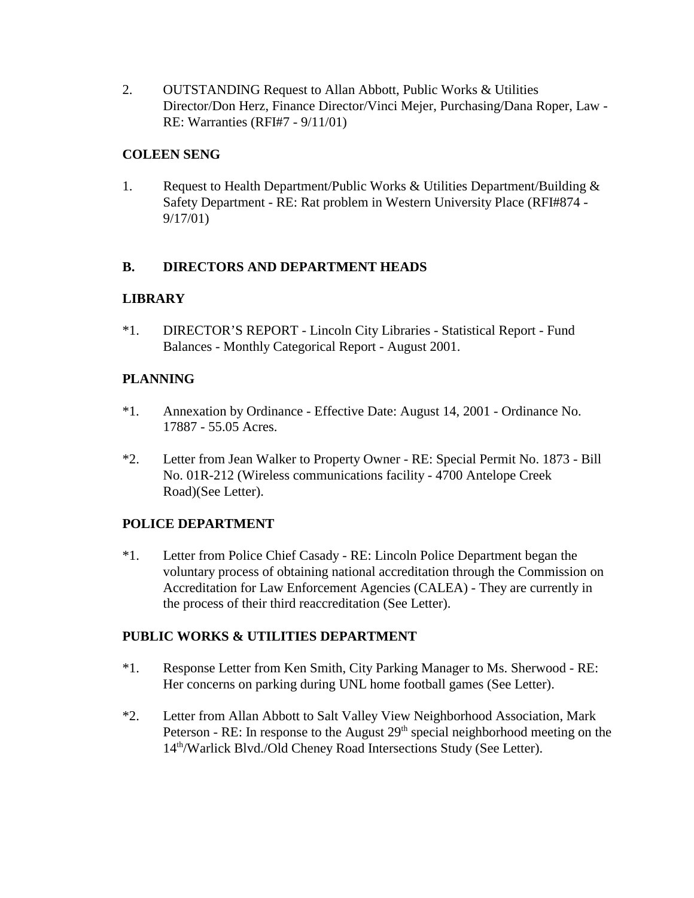2. OUTSTANDING Request to Allan Abbott, Public Works & Utilities Director/Don Herz, Finance Director/Vinci Mejer, Purchasing/Dana Roper, Law - RE: Warranties (RFI#7 - 9/11/01)

**COLEEN SENG**

1. Request to Health Department/Public Works & Utilities Department/Building & Safety Department - RE: Rat problem in Western University Place (RFI#874 - 9/17/01)

**B. DIRECTORS AND DEPARTMENT HEADS**

**LIBRARY**

*1. DIRECTOR'S REPORT - Lincoln City Libraries - Statistical Report - Fund Balances - Monthly Categorical Report - August 2001.

**PLANNING**

*1. Annexation by Ordinance - Effective Date: August 14, 2001 - Ordinance No. 17887 - 55.05 Acres.

*2. Letter from Jean Walker to Property Owner - RE: Special Permit No. 1873 - Bill No. 01R-212 (Wireless communications facility - 4700 Antelope Creek Road)(See Letter).

**POLICE DEPARTMENT**

*1. Letter from Police Chief Casady - RE: Lincoln Police Department began the voluntary process of obtaining national accreditation through the Commission on Accreditation for Law Enforcement Agencies (CALEA) - They are currently in the process of their third reaccreditation (See Letter).

**PUBLIC WORKS & UTILITIES DEPARTMENT**

*1. Response Letter from Ken Smith, City Parking Manager to Ms. Sherwood - RE: Her concerns on parking during UNL home football games (See Letter).

*2. Letter from Allan Abbott to Salt Valley View Neighborhood Association, Mark Peterson - RE: In response to the August 29th special neighborhood meeting on the 14th/Warlick Blvd./Old Cheney Road Intersections Study (See Letter).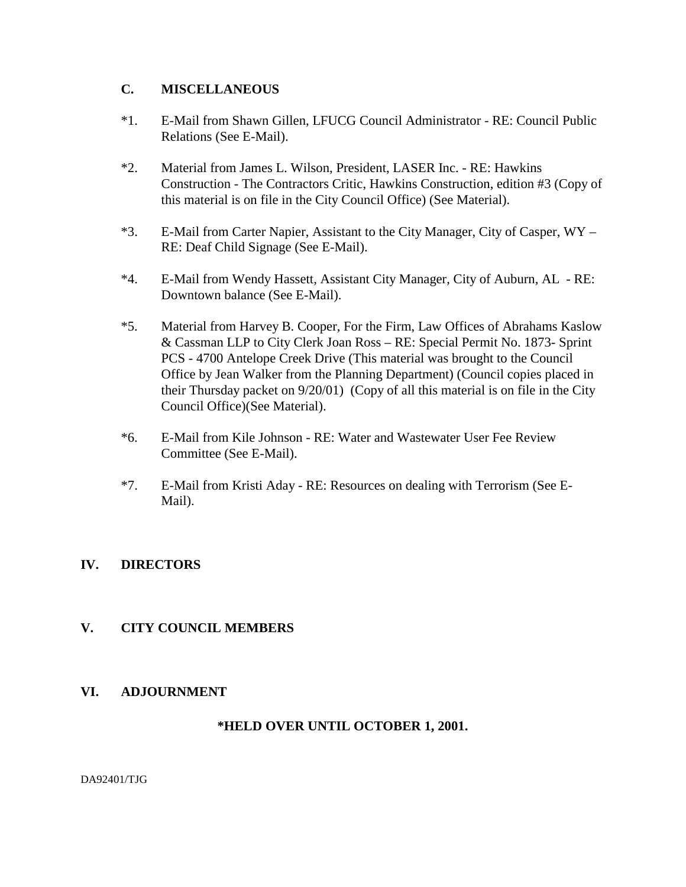### C. MISCELLANEOUS

*1. E-Mail from Shawn Gillen, LFUCG Council Administrator - RE: Council Public Relations (See E-Mail).

*2. Material from James L. Wilson, President, LASER Inc. - RE: Hawkins Construction - The Contractors Critic, Hawkins Construction, edition #3 (Copy of this material is on file in the City Council Office) (See Material).

*3. E-Mail from Carter Napier, Assistant to the City Manager, City of Casper, WY – RE: Deaf Child Signage (See E-Mail).

*4. E-Mail from Wendy Hassett, Assistant City Manager, City of Auburn, AL - RE: Downtown balance (See E-Mail).

*5. Material from Harvey B. Cooper, For the Firm, Law Offices of Abrahams Kaslow & Cassman LLP to City Clerk Joan Ross – RE: Special Permit No. 1873- Sprint PCS - 4700 Antelope Creek Drive (This material was brought to the Council Office by Jean Walker from the Planning Department) (Council copies placed in their Thursday packet on 9/20/01) (Copy of all this material is on file in the City Council Office)(See Material).

*6. E-Mail from Kile Johnson - RE: Water and Wastewater User Fee Review Committee (See E-Mail).

*7. E-Mail from Kristi Aday - RE: Resources on dealing with Terrorism (See E-Mail).

## IV. DIRECTORS

## V. CITY COUNCIL MEMBERS

## VI. ADJOURNMENT

**\*HELD OVER UNTIL OCTOBER 1, 2001.**

DA92401/TJG